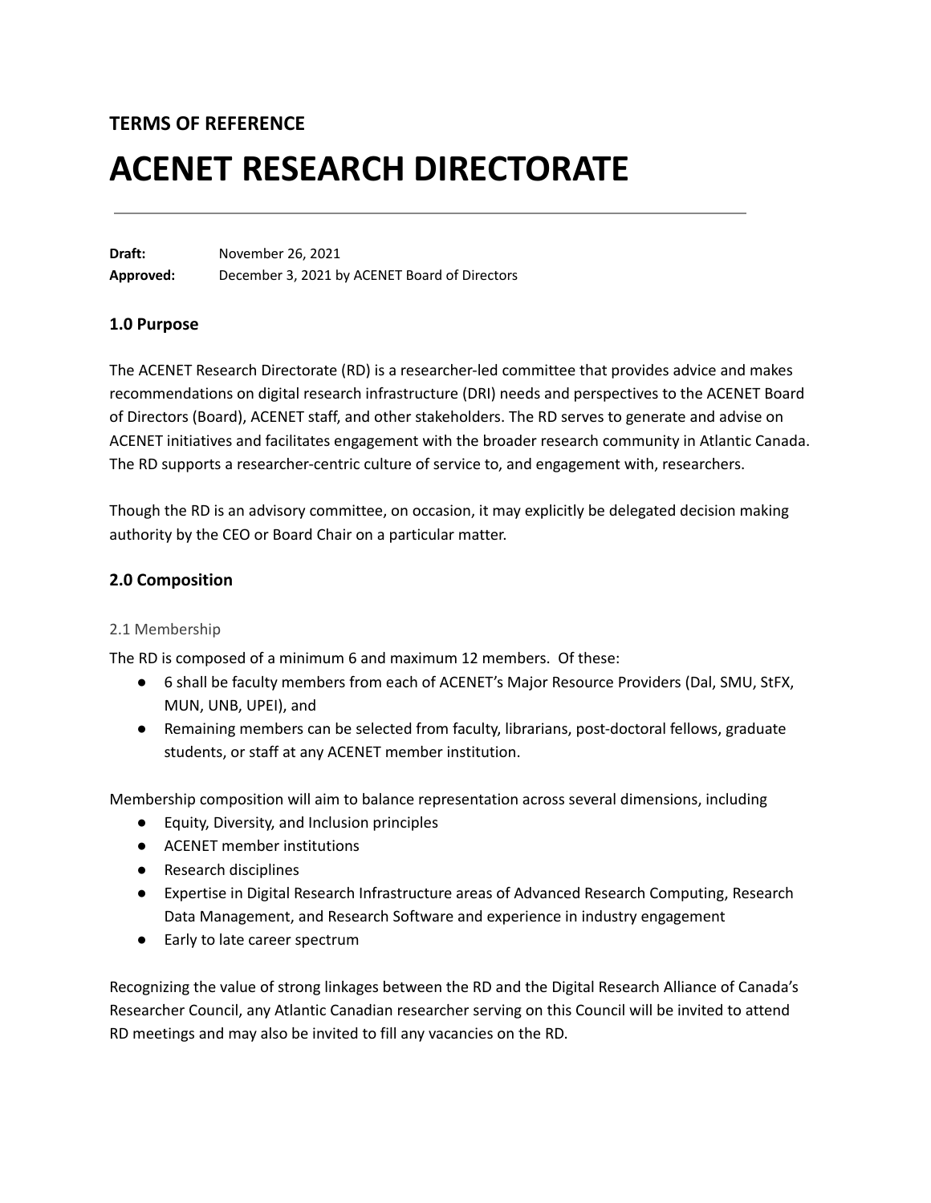**TERMS OF REFERENCE**

# ACENET RESEARCH DIRECTORATE

---

**Draft:** November 26, 2021
**Approved:** December 3, 2021 by ACENET Board of Directors

## 1.0 Purpose

The ACENET Research Directorate (RD) is a researcher-led committee that provides advice and makes recommendations on digital research infrastructure (DRI) needs and perspectives to the ACENET Board of Directors (Board), ACENET staff, and other stakeholders. The RD serves to generate and advise on ACENET initiatives and facilitates engagement with the broader research community in Atlantic Canada. The RD supports a researcher-centric culture of service to, and engagement with, researchers.

Though the RD is an advisory committee, on occasion, it may explicitly be delegated decision making authority by the CEO or Board Chair on a particular matter.

## 2.0 Composition

### 2.1 Membership

The RD is composed of a minimum 6 and maximum 12 members. Of these:

- 6 shall be faculty members from each of ACENET's Major Resource Providers (Dal, SMU, StFX, MUN, UNB, UPEI), and
- Remaining members can be selected from faculty, librarians, post-doctoral fellows, graduate students, or staff at any ACENET member institution.

Membership composition will aim to balance representation across several dimensions, including

- Equity, Diversity, and Inclusion principles
- ACENET member institutions
- Research disciplines
- Expertise in Digital Research Infrastructure areas of Advanced Research Computing, Research Data Management, and Research Software and experience in industry engagement
- Early to late career spectrum

Recognizing the value of strong linkages between the RD and the Digital Research Alliance of Canada's Researcher Council, any Atlantic Canadian researcher serving on this Council will be invited to attend RD meetings and may also be invited to fill any vacancies on the RD.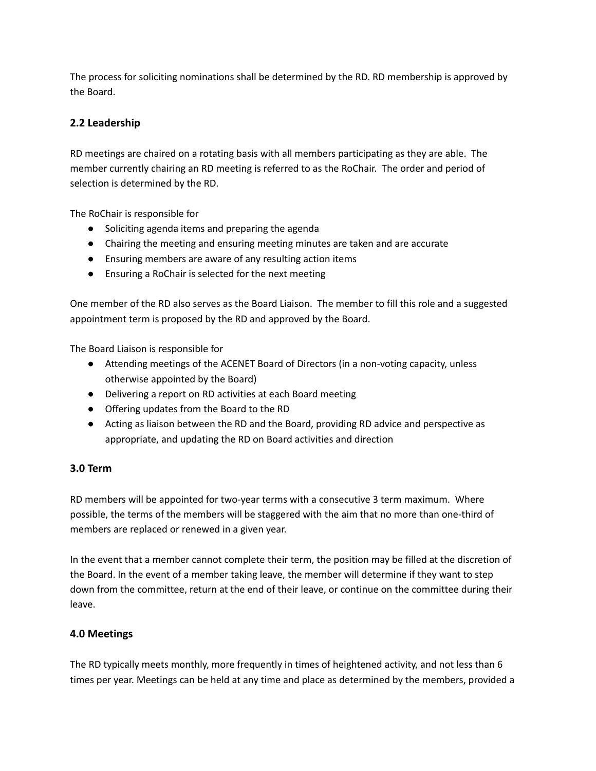The process for soliciting nominations shall be determined by the RD. RD membership is approved by the Board.

### 2.2 Leadership

RD meetings are chaired on a rotating basis with all members participating as they are able. The member currently chairing an RD meeting is referred to as the RoChair. The order and period of selection is determined by the RD.

The RoChair is responsible for

- Soliciting agenda items and preparing the agenda
- Chairing the meeting and ensuring meeting minutes are taken and are accurate
- Ensuring members are aware of any resulting action items
- Ensuring a RoChair is selected for the next meeting

One member of the RD also serves as the Board Liaison. The member to fill this role and a suggested appointment term is proposed by the RD and approved by the Board.

The Board Liaison is responsible for

- Attending meetings of the ACENET Board of Directors (in a non-voting capacity, unless otherwise appointed by the Board)
- Delivering a report on RD activities at each Board meeting
- Offering updates from the Board to the RD
- Acting as liaison between the RD and the Board, providing RD advice and perspective as appropriate, and updating the RD on Board activities and direction

### 3.0 Term

RD members will be appointed for two-year terms with a consecutive 3 term maximum. Where possible, the terms of the members will be staggered with the aim that no more than one-third of members are replaced or renewed in a given year.

In the event that a member cannot complete their term, the position may be filled at the discretion of the Board. In the event of a member taking leave, the member will determine if they want to step down from the committee, return at the end of their leave, or continue on the committee during their leave.

### 4.0 Meetings

The RD typically meets monthly, more frequently in times of heightened activity, and not less than 6 times per year. Meetings can be held at any time and place as determined by the members, provided a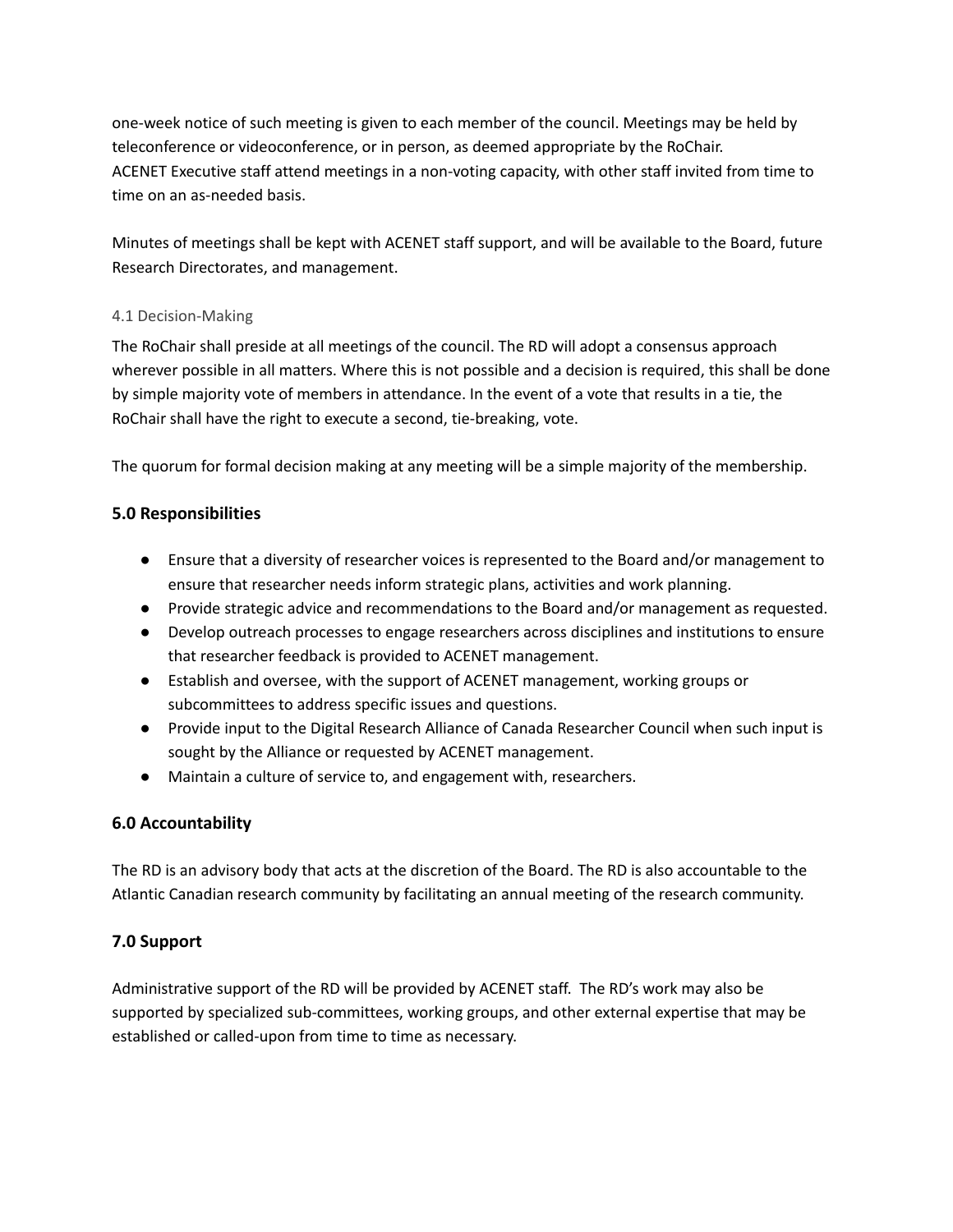one-week notice of such meeting is given to each member of the council. Meetings may be held by teleconference or videoconference, or in person, as deemed appropriate by the RoChair. ACENET Executive staff attend meetings in a non-voting capacity, with other staff invited from time to time on an as-needed basis.

Minutes of meetings shall be kept with ACENET staff support, and will be available to the Board, future Research Directorates, and management.

### 4.1 Decision-Making

The RoChair shall preside at all meetings of the council. The RD will adopt a consensus approach wherever possible in all matters. Where this is not possible and a decision is required, this shall be done by simple majority vote of members in attendance. In the event of a vote that results in a tie, the RoChair shall have the right to execute a second, tie-breaking, vote.

The quorum for formal decision making at any meeting will be a simple majority of the membership.

## 5.0 Responsibilities

- Ensure that a diversity of researcher voices is represented to the Board and/or management to ensure that researcher needs inform strategic plans, activities and work planning.
- Provide strategic advice and recommendations to the Board and/or management as requested.
- Develop outreach processes to engage researchers across disciplines and institutions to ensure that researcher feedback is provided to ACENET management.
- Establish and oversee, with the support of ACENET management, working groups or subcommittees to address specific issues and questions.
- Provide input to the Digital Research Alliance of Canada Researcher Council when such input is sought by the Alliance or requested by ACENET management.
- Maintain a culture of service to, and engagement with, researchers.

## 6.0 Accountability

The RD is an advisory body that acts at the discretion of the Board. The RD is also accountable to the Atlantic Canadian research community by facilitating an annual meeting of the research community.

## 7.0 Support

Administrative support of the RD will be provided by ACENET staff. The RD's work may also be supported by specialized sub-committees, working groups, and other external expertise that may be established or called-upon from time to time as necessary.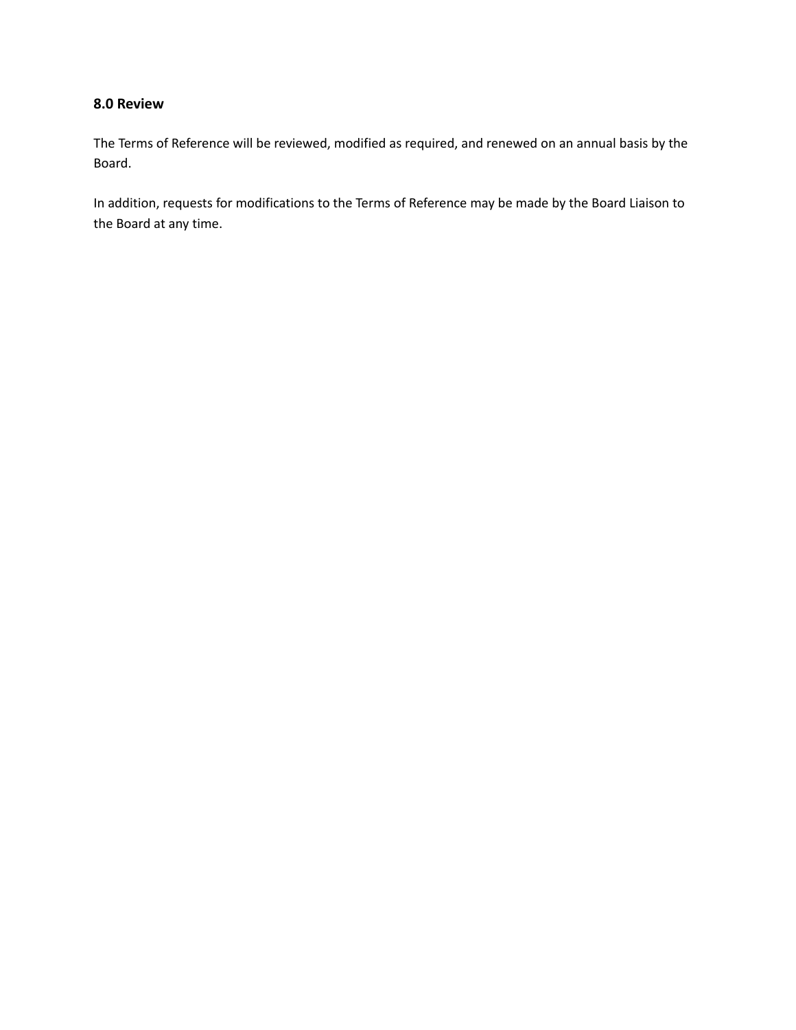## 8.0 Review

The Terms of Reference will be reviewed, modified as required, and renewed on an annual basis by the Board.

In addition, requests for modifications to the Terms of Reference may be made by the Board Liaison to the Board at any time.